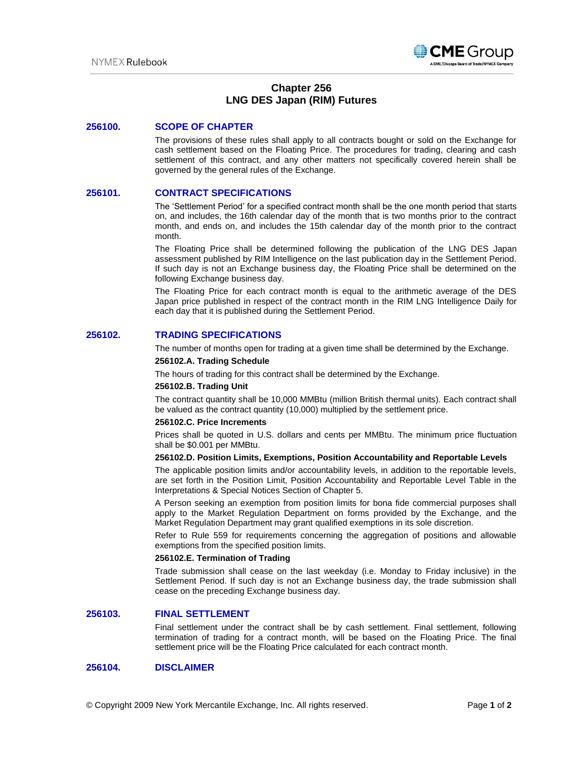# Chapter 256
# LNG DES Japan (RIM) Futures

## 256100. SCOPE OF CHAPTER

The provisions of these rules shall apply to all contracts bought or sold on the Exchange for cash settlement based on the Floating Price. The procedures for trading, clearing and cash settlement of this contract, and any other matters not specifically covered herein shall be governed by the general rules of the Exchange.

## 256101. CONTRACT SPECIFICATIONS

The 'Settlement Period' for a specified contract month shall be the one month period that starts on, and includes, the 16th calendar day of the month that is two months prior to the contract month, and ends on, and includes the 15th calendar day of the month prior to the contract month.

The Floating Price shall be determined following the publication of the LNG DES Japan assessment published by RIM Intelligence on the last publication day in the Settlement Period. If such day is not an Exchange business day, the Floating Price shall be determined on the following Exchange business day.

The Floating Price for each contract month is equal to the arithmetic average of the DES Japan price published in respect of the contract month in the RIM LNG Intelligence Daily for each day that it is published during the Settlement Period.

## 256102. TRADING SPECIFICATIONS

The number of months open for trading at a given time shall be determined by the Exchange.

### 256102.A. Trading Schedule

The hours of trading for this contract shall be determined by the Exchange.

### 256102.B. Trading Unit

The contract quantity shall be 10,000 MMBtu (million British thermal units). Each contract shall be valued as the contract quantity (10,000) multiplied by the settlement price.

### 256102.C. Price Increments

Prices shall be quoted in U.S. dollars and cents per MMBtu. The minimum price fluctuation shall be $0.001 per MMBtu.

### 256102.D. Position Limits, Exemptions, Position Accountability and Reportable Levels

The applicable position limits and/or accountability levels, in addition to the reportable levels, are set forth in the Position Limit, Position Accountability and Reportable Level Table in the Interpretations & Special Notices Section of Chapter 5.

A Person seeking an exemption from position limits for bona fide commercial purposes shall apply to the Market Regulation Department on forms provided by the Exchange, and the Market Regulation Department may grant qualified exemptions in its sole discretion.

Refer to Rule 559 for requirements concerning the aggregation of positions and allowable exemptions from the specified position limits.

### 256102.E. Termination of Trading

Trade submission shall cease on the last weekday (i.e. Monday to Friday inclusive) in the Settlement Period. If such day is not an Exchange business day, the trade submission shall cease on the preceding Exchange business day.

## 256103. FINAL SETTLEMENT

Final settlement under the contract shall be by cash settlement. Final settlement, following termination of trading for a contract month, will be based on the Floating Price. The final settlement price will be the Floating Price calculated for each contract month.

## 256104. DISCLAIMER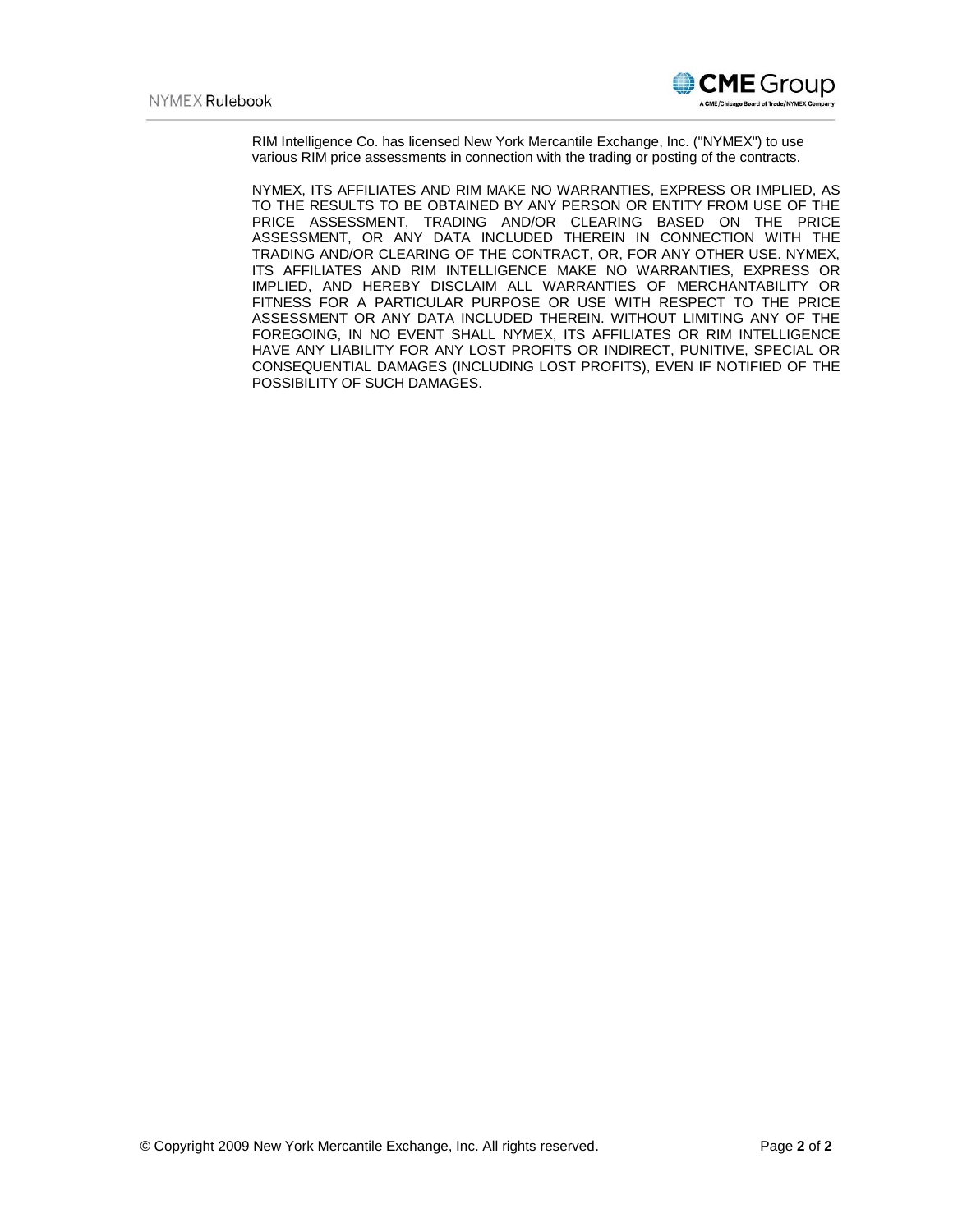RIM Intelligence Co. has licensed New York Mercantile Exchange, Inc. ("NYMEX") to use various RIM price assessments in connection with the trading or posting of the contracts.

NYMEX, ITS AFFILIATES AND RIM MAKE NO WARRANTIES, EXPRESS OR IMPLIED, AS TO THE RESULTS TO BE OBTAINED BY ANY PERSON OR ENTITY FROM USE OF THE PRICE ASSESSMENT, TRADING AND/OR CLEARING BASED ON THE PRICE ASSESSMENT, OR ANY DATA INCLUDED THEREIN IN CONNECTION WITH THE TRADING AND/OR CLEARING OF THE CONTRACT, OR, FOR ANY OTHER USE. NYMEX, ITS AFFILIATES AND RIM INTELLIGENCE MAKE NO WARRANTIES, EXPRESS OR IMPLIED, AND HEREBY DISCLAIM ALL WARRANTIES OF MERCHANTABILITY OR FITNESS FOR A PARTICULAR PURPOSE OR USE WITH RESPECT TO THE PRICE ASSESSMENT OR ANY DATA INCLUDED THEREIN. WITHOUT LIMITING ANY OF THE FOREGOING, IN NO EVENT SHALL NYMEX, ITS AFFILIATES OR RIM INTELLIGENCE HAVE ANY LIABILITY FOR ANY LOST PROFITS OR INDIRECT, PUNITIVE, SPECIAL OR CONSEQUENTIAL DAMAGES (INCLUDING LOST PROFITS), EVEN IF NOTIFIED OF THE POSSIBILITY OF SUCH DAMAGES.